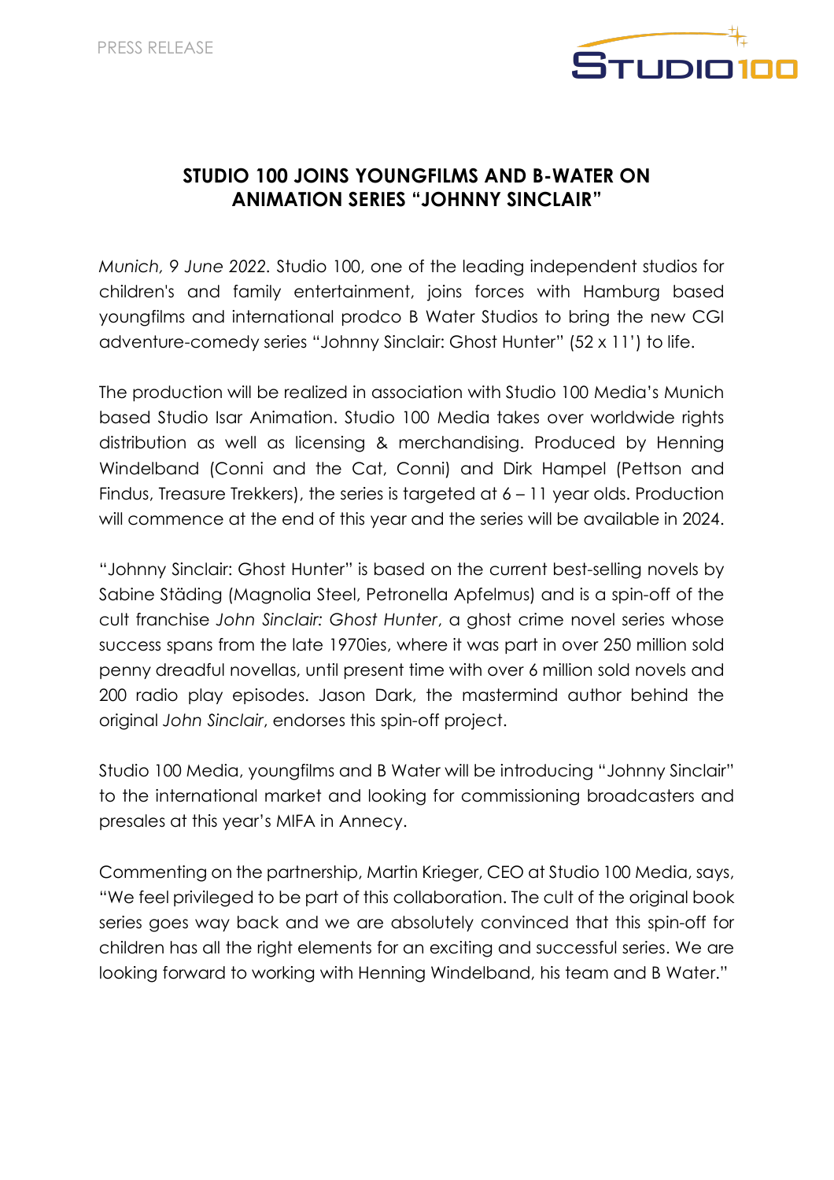PRESS RELEASE

# STUDIO 100 JOINS YOUNGFILMS AND B-WATER ON ANIMATION SERIES "JOHNNY SINCLAIR"

*Munich, 9 June 2022*. Studio 100, one of the leading independent studios for children's and family entertainment, joins forces with Hamburg based youngfilms and international prodco B Water Studios to bring the new CGI adventure-comedy series "Johnny Sinclair: Ghost Hunter" (52 x 11') to life.

The production will be realized in association with Studio 100 Media's Munich based Studio Isar Animation. Studio 100 Media takes over worldwide rights distribution as well as licensing & merchandising. Produced by Henning Windelband (Conni and the Cat, Conni) and Dirk Hampel (Pettson and Findus, Treasure Trekkers), the series is targeted at 6 – 11 year olds. Production will commence at the end of this year and the series will be available in 2024.

"Johnny Sinclair: Ghost Hunter" is based on the current best-selling novels by Sabine Städing (Magnolia Steel, Petronella Apfelmus) and is a spin-off of the cult franchise *John Sinclair: Ghost Hunter*, a ghost crime novel series whose success spans from the late 1970ies, where it was part in over 250 million sold penny dreadful novellas, until present time with over 6 million sold novels and 200 radio play episodes. Jason Dark, the mastermind author behind the original *John Sinclair*, endorses this spin-off project.

Studio 100 Media, youngfilms and B Water will be introducing "Johnny Sinclair" to the international market and looking for commissioning broadcasters and presales at this year's MIFA in Annecy.

Commenting on the partnership, Martin Krieger, CEO at Studio 100 Media, says, "We feel privileged to be part of this collaboration. The cult of the original book series goes way back and we are absolutely convinced that this spin-off for children has all the right elements for an exciting and successful series. We are looking forward to working with Henning Windelband, his team and B Water."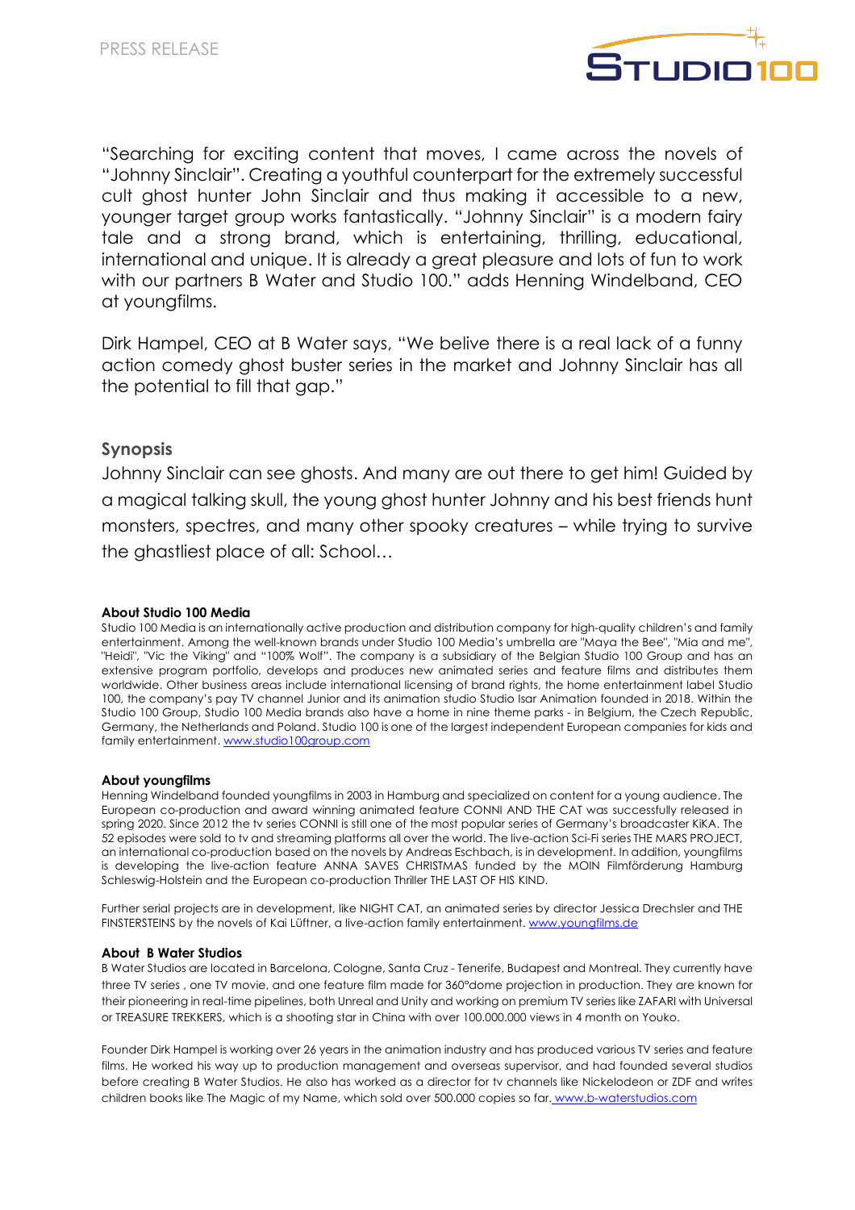"Searching for exciting content that moves, I came across the novels of "Johnny Sinclair". Creating a youthful counterpart for the extremely successful cult ghost hunter John Sinclair and thus making it accessible to a new, younger target group works fantastically. "Johnny Sinclair" is a modern fairy tale and a strong brand, which is entertaining, thrilling, educational, international and unique. It is already a great pleasure and lots of fun to work with our partners B Water and Studio 100." adds Henning Windelband, CEO at youngfilms.

Dirk Hampel, CEO at B Water says, "We belive there is a real lack of a funny action comedy ghost buster series in the market and Johnny Sinclair has all the potential to fill that gap."

## Synopsis

Johnny Sinclair can see ghosts. And many are out there to get him! Guided by a magical talking skull, the young ghost hunter Johnny and his best friends hunt monsters, spectres, and many other spooky creatures – while trying to survive the ghastliest place of all: School…

### About Studio 100 Media

Studio 100 Media is an internationally active production and distribution company for high-quality children's and family entertainment. Among the well-known brands under Studio 100 Media's umbrella are "Maya the Bee", "Mia and me", "Heidi", "Vic the Viking" and "100% Wolf". The company is a subsidiary of the Belgian Studio 100 Group and has an extensive program portfolio, develops and produces new animated series and feature films and distributes them worldwide. Other business areas include international licensing of brand rights, the home entertainment label Studio 100, the company's pay TV channel Junior and its animation studio Studio Isar Animation founded in 2018. Within the Studio 100 Group, Studio 100 Media brands also have a home in nine theme parks - in Belgium, the Czech Republic, Germany, the Netherlands and Poland. Studio 100 is one of the largest independent European companies for kids and family entertainment. www.studio100group.com

### About youngfilms

Henning Windelband founded youngfilms in 2003 in Hamburg and specialized on content for a young audience. The European co-production and award winning animated feature CONNI AND THE CAT was successfully released in spring 2020. Since 2012 the tv series CONNI is still one of the most popular series of Germany's broadcaster KiKA. The 52 episodes were sold to tv and streaming platforms all over the world. The live-action Sci-Fi series THE MARS PROJECT, an international co-production based on the novels by Andreas Eschbach, is in development. In addition, youngfilms is developing the live-action feature ANNA SAVES CHRISTMAS funded by the MOIN Filmförderung Hamburg Schleswig-Holstein and the European co-production Thriller THE LAST OF HIS KIND.

Further serial projects are in development, like NIGHT CAT, an animated series by director Jessica Drechsler and THE FINSTERSTEINS by the novels of Kai Lüftner, a live-action family entertainment. www.youngfilms.de

### About B Water Studios

B Water Studios are located in Barcelona, Cologne, Santa Cruz - Tenerife, Budapest and Montreal. They currently have three TV series , one TV movie, and one feature film made for 360°dome projection in production. They are known for their pioneering in real-time pipelines, both Unreal and Unity and working on premium TV series like ZAFARI with Universal or TREASURE TREKKERS, which is a shooting star in China with over 100.000.000 views in 4 month on Youko.

Founder Dirk Hampel is working over 26 years in the animation industry and has produced various TV series and feature films. He worked his way up to production management and overseas supervisor, and had founded several studios before creating B Water Studios. He also has worked as a director for tv channels like Nickelodeon or ZDF and writes children books like The Magic of my Name, which sold over 500.000 copies so far. www.b-waterstudios.com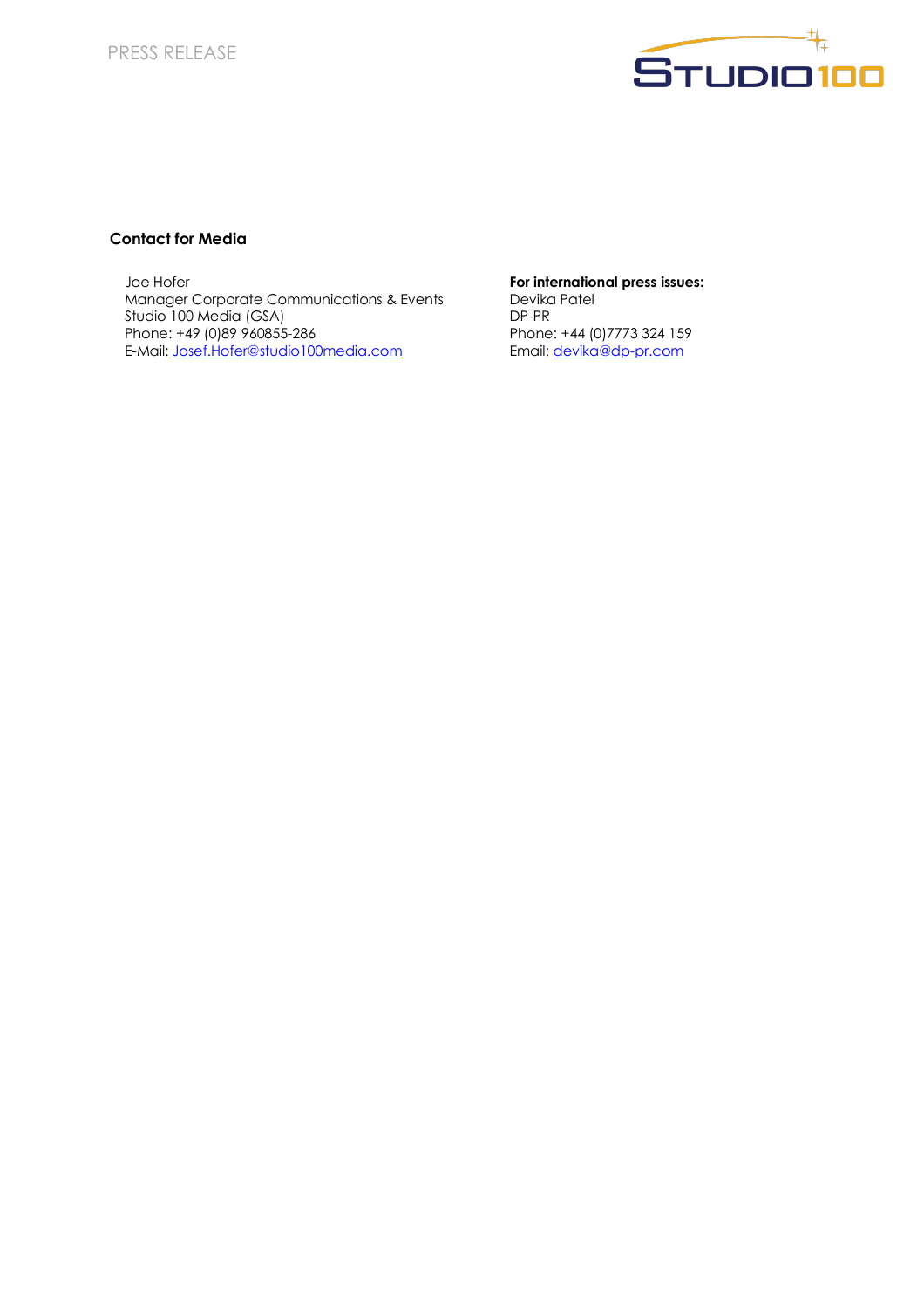## Contact for Media

Joe Hofer
Manager Corporate Communications & Events
Studio 100 Media (GSA)
Phone: +49 (0)89 960855-286
E-Mail: Josef.Hofer@studio100media.com

**For international press issues:**
Devika Patel
DP-PR
Phone: +44 (0)7773 324 159
Email: devika@dp-pr.com